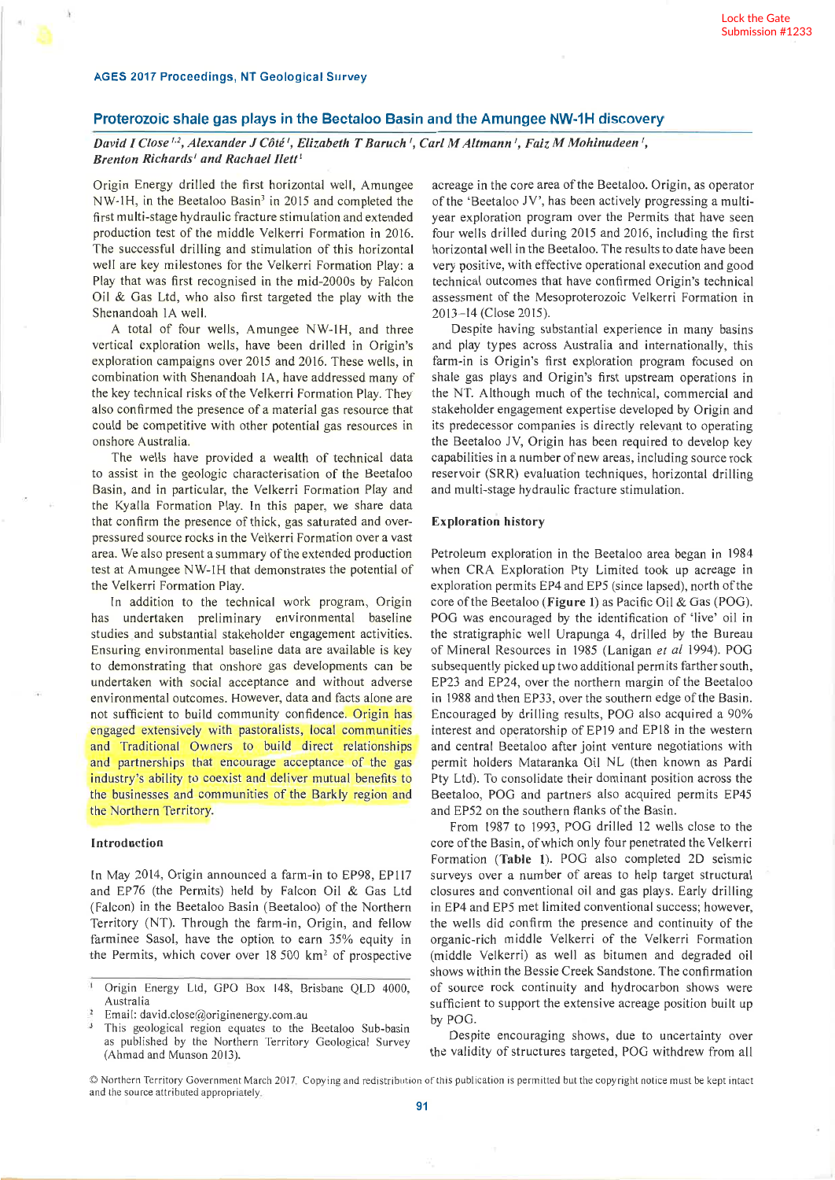Lock the Gate
Submission #1233

**AGES 2017 Proceedings, NT Geological Survey**

# Proterozoic shale gas plays in the Beetaloo Basin and the Amungee NW-1H discovery

*David I Close[1,2], Alexander J Côté[1], Elizabeth T Baruch[1], Carl M Altmann[1], Faiz M Mohinudeen[1], Brenton Richards[1] and Rachael Ilett[1]*

Origin Energy drilled the first horizontal well, Amungee NW-1H, in the Beetaloo Basin[3] in 2015 and completed the first multi-stage hydraulic fracture stimulation and extended production test of the middle Velkerri Formation in 2016. The successful drilling and stimulation of this horizontal well are key milestones for the Velkerri Formation Play: a Play that was first recognised in the mid-2000s by Falcon Oil & Gas Ltd, who also first targeted the play with the Shenandoah 1A well.

A total of four wells, Amungee NW-1H, and three vertical exploration wells, have been drilled in Origin's exploration campaigns over 2015 and 2016. These wells, in combination with Shenandoah 1A, have addressed many of the key technical risks of the Velkerri Formation Play. They also confirmed the presence of a material gas resource that could be competitive with other potential gas resources in onshore Australia.

The wells have provided a wealth of technical data to assist in the geologic characterisation of the Beetaloo Basin, and in particular, the Velkerri Formation Play and the Kyalla Formation Play. In this paper, we share data that confirm the presence of thick, gas saturated and over-pressured source rocks in the Velkerri Formation over a vast area. We also present a summary of the extended production test at Amungee NW-1H that demonstrates the potential of the Velkerri Formation Play.

In addition to the technical work program, Origin has undertaken preliminary environmental baseline studies and substantial stakeholder engagement activities. Ensuring environmental baseline data are available is key to demonstrating that onshore gas developments can be undertaken with social acceptance and without adverse environmental outcomes. However, data and facts alone are not sufficient to build community confidence. Origin has engaged extensively with pastoralists, local communities and Traditional Owners to build direct relationships and partnerships that encourage acceptance of the gas industry's ability to coexist and deliver mutual benefits to the businesses and communities of the Barkly region and the Northern Territory.

## Introduction

In May 2014, Origin announced a farm-in to EP98, EP117 and EP76 (the Permits) held by Falcon Oil & Gas Ltd (Falcon) in the Beetaloo Basin (Beetaloo) of the Northern Territory (NT). Through the farm-in, Origin, and fellow farminee Sasol, have the option to earn 35% equity in the Permits, which cover over 18 500 km$^2$ of prospective acreage in the core area of the Beetaloo. Origin, as operator of the 'Beetaloo JV', has been actively progressing a multi-year exploration program over the Permits that have seen four wells drilled during 2015 and 2016, including the first horizontal well in the Beetaloo. The results to date have been very positive, with effective operational execution and good technical outcomes that have confirmed Origin's technical assessment of the Mesoproterozoic Velkerri Formation in 2013–14 (Close 2015).

Despite having substantial experience in many basins and play types across Australia and internationally, this farm-in is Origin's first exploration program focused on shale gas plays and Origin's first upstream operations in the NT. Although much of the technical, commercial and stakeholder engagement expertise developed by Origin and its predecessor companies is directly relevant to operating the Beetaloo JV, Origin has been required to develop key capabilities in a number of new areas, including source rock reservoir (SRR) evaluation techniques, horizontal drilling and multi-stage hydraulic fracture stimulation.

## Exploration history

Petroleum exploration in the Beetaloo area began in 1984 when CRA Exploration Pty Limited took up acreage in exploration permits EP4 and EP5 (since lapsed), north of the core of the Beetaloo (**Figure 1**) as Pacific Oil & Gas (POG). POG was encouraged by the identification of 'live' oil in the stratigraphic well Urapunga 4, drilled by the Bureau of Mineral Resources in 1985 (Lanigan *et al* 1994). POG subsequently picked up two additional permits farther south, EP23 and EP24, over the northern margin of the Beetaloo in 1988 and then EP33, over the southern edge of the Basin. Encouraged by drilling results, POG also acquired a 90% interest and operatorship of EP19 and EP18 in the western and central Beetaloo after joint venture negotiations with permit holders Mataranka Oil NL (then known as Pardi Pty Ltd). To consolidate their dominant position across the Beetaloo, POG and partners also acquired permits EP45 and EP52 on the southern flanks of the Basin.

From 1987 to 1993, POG drilled 12 wells close to the core of the Basin, of which only four penetrated the Velkerri Formation (**Table 1**). POG also completed 2D seismic surveys over a number of areas to help target structural closures and conventional oil and gas plays. Early drilling in EP4 and EP5 met limited conventional success; however, the wells did confirm the presence and continuity of the organic-rich middle Velkerri of the Velkerri Formation (middle Velkerri) as well as bitumen and degraded oil shows within the Bessie Creek Sandstone. The confirmation of source rock continuity and hydrocarbon shows were sufficient to support the extensive acreage position built up by POG.

Despite encouraging shows, due to uncertainty over the validity of structures targeted, POG withdrew from all

---

[1] Origin Energy Ltd, GPO Box 148, Brisbane QLD 4000, Australia

[2] Email: david.close@originenergy.com.au

[3] This geological region equates to the Beetaloo Sub-basin as published by the Northern Territory Geological Survey (Ahmad and Munson 2013).

© Northern Territory Government March 2017. Copying and redistribution of this publication is permitted but the copyright notice must be kept intact and the source attributed appropriately.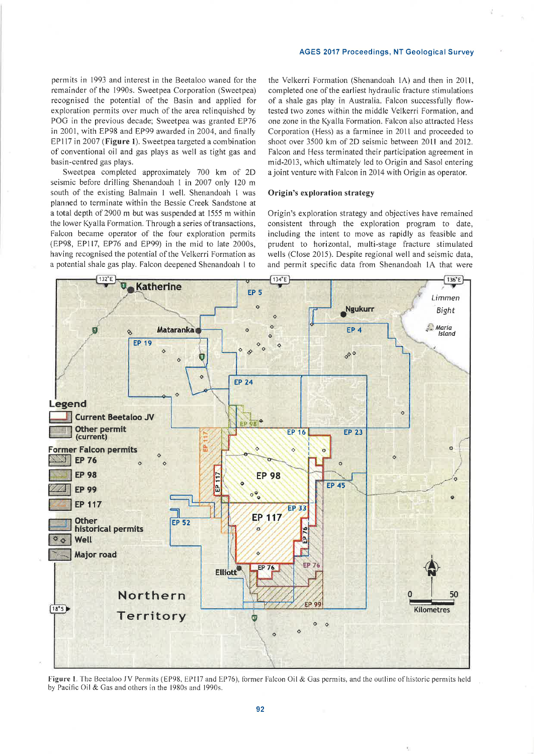permits in 1993 and interest in the Beetaloo waned for the remainder of the 1990s. Sweetpea Corporation (Sweetpea) recognised the potential of the Basin and applied for exploration permits over much of the area relinquished by POG in the previous decade; Sweetpea was granted EP76 in 2001, with EP98 and EP99 awarded in 2004, and finally EP117 in 2007 (**Figure 1**). Sweetpea targeted a combination of conventional oil and gas plays as well as tight gas and basin-centred gas plays.

Sweetpea completed approximately 700 km of 2D seismic before drilling Shenandoah 1 in 2007 only 120 m south of the existing Balmain 1 well. Shenandoah 1 was planned to terminate within the Bessie Creek Sandstone at a total depth of 2900 m but was suspended at 1555 m within the lower Kyalla Formation. Through a series of transactions, Falcon became operator of the four exploration permits (EP98, EP117, EP76 and EP99) in the mid to late 2000s, having recognised the potential of the Velkerri Formation as a potential shale gas play. Falcon deepened Shenandoah 1 to the Velkerri Formation (Shenandoah 1A) and then in 2011, completed one of the earliest hydraulic fracture stimulations of a shale gas play in Australia. Falcon successfully flow-tested two zones within the middle Velkerri Formation, and one zone in the Kyalla Formation. Falcon also attracted Hess Corporation (Hess) as a farminee in 2011 and proceeded to shoot over 3500 km of 2D seismic between 2011 and 2012. Falcon and Hess terminated their participation agreement in mid-2013, which ultimately led to Origin and Sasol entering a joint venture with Falcon in 2014 with Origin as operator.

### Origin's exploration strategy

Origin's exploration strategy and objectives have remained consistent through the exploration program to date, including the intent to move as rapidly as feasible and prudent to horizontal, multi-stage fracture stimulated wells (Close 2015). Despite regional well and seismic data, and permit specific data from Shenandoah 1A that were

Figure 1. The Beetaloo JV Permits (EP98, EP117 and EP76), former Falcon Oil & Gas permits, and the outline of historic permits held by Pacific Oil & Gas and others in the 1980s and 1990s.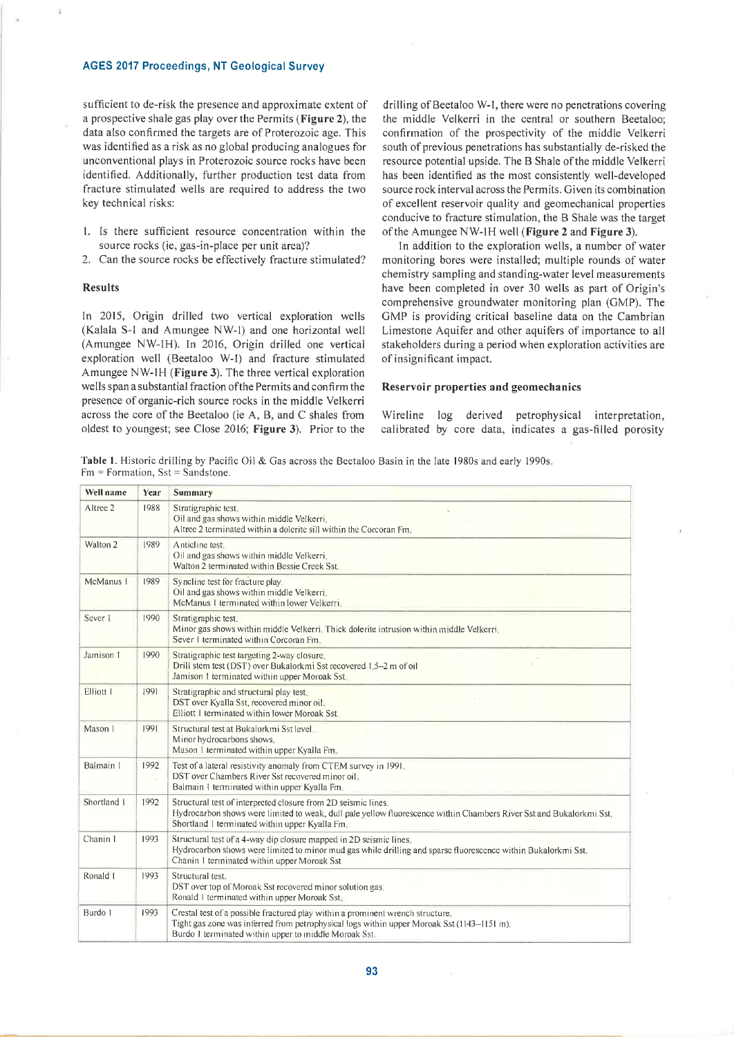sufficient to de-risk the presence and approximate extent of a prospective shale gas play over the Permits (**Figure 2**), the data also confirmed the targets are of Proterozoic age. This was identified as a risk as no global producing analogues for unconventional plays in Proterozoic source rocks have been identified. Additionally, further production test data from fracture stimulated wells are required to address the two key technical risks:

1. Is there sufficient resource concentration within the source rocks (ie, gas-in-place per unit area)?
2. Can the source rocks be effectively fracture stimulated?

### Results

In 2015, Origin drilled two vertical exploration wells (Kalala S-1 and Amungee NW-1) and one horizontal well (Amungee NW-1H). In 2016, Origin drilled one vertical exploration well (Beetaloo W-1) and fracture stimulated Amungee NW-1H (**Figure 3**). The three vertical exploration wells span a substantial fraction of the Permits and confirm the presence of organic-rich source rocks in the middle Velkerri across the core of the Beetaloo (ie A, B, and C shales from oldest to youngest; see Close 2016; **Figure 3**). Prior to the drilling of Beetaloo W-1, there were no penetrations covering the middle Velkerri in the central or southern Beetaloo; confirmation of the prospectivity of the middle Velkerri south of previous penetrations has substantially de-risked the resource potential upside. The B Shale of the middle Velkerri has been identified as the most consistently well-developed source rock interval across the Permits. Given its combination of excellent reservoir quality and geomechanical properties conducive to fracture stimulation, the B Shale was the target of the Amungee NW-1H well (**Figure 2** and **Figure 3**).

In addition to the exploration wells, a number of water monitoring bores were installed; multiple rounds of water chemistry sampling and standing-water level measurements have been completed in over 30 wells as part of Origin's comprehensive groundwater monitoring plan (GMP). The GMP is providing critical baseline data on the Cambrian Limestone Aquifer and other aquifers of importance to all stakeholders during a period when exploration activities are of insignificant impact.

### Reservoir properties and geomechanics

Wireline log derived petrophysical interpretation, calibrated by core data, indicates a gas-filled porosity

**Table 1**. Historic drilling by Pacific Oil & Gas across the Beetaloo Basin in the late 1980s and early 1990s. Fm = Formation, Sst = Sandstone.

| Well name | Year | Summary |
|---|---|---|
| Altree 2 | 1988 | Stratigraphic test. Oil and gas shows within middle Velkerri. Altree 2 terminated within a dolerite sill within the Corcoran Fm. |
| Walton 2 | 1989 | Anticline test. Oil and gas shows within middle Velkerri. Walton 2 terminated within Bessie Creek Sst. |
| McManus 1 | 1989 | Syncline test for fracture play. Oil and gas shows within middle Velkerri. McManus 1 terminated within lower Velkerri. |
| Sever 1 | 1990 | Stratigraphic test. Minor gas shows within middle Velkerri. Thick dolerite intrusion within middle Velkerri. Sever 1 terminated within Corcoran Fm. |
| Jamison 1 | 1990 | Stratigraphic test targeting 2-way closure. Drill stem test (DST) over Bukalorkmi Sst recovered 1.5–2 m of oil. Jamison 1 terminated within upper Moroak Sst. |
| Elliott 1 | 1991 | Stratigraphic and structural play test. DST over Kyalla Sst, recovered minor oil. Elliott 1 terminated within lower Moroak Sst. |
| Mason 1 | 1991 | Structural test at Bukalorkmi Sst level. Minor hydrocarbons shows. Mason 1 terminated within upper Kyalla Fm. |
| Balmain 1 | 1992 | Test of a lateral resistivity anomaly from CTEM survey in 1991. DST over Chambers River Sst recovered minor oil. Balmain 1 terminated within upper Kyalla Fm. |
| Shortland 1 | 1992 | Structural test of interpreted closure from 2D seismic lines. Hydrocarbon shows were limited to weak, dull pale yellow fluorescence within Chambers River Sst and Bukalorkmi Sst. Shortland 1 terminated within upper Kyalla Fm. |
| Chanin 1 | 1993 | Structural test of a 4-way dip closure mapped in 2D seismic lines. Hydrocarbon shows were limited to minor mud gas while drilling and sparse fluorescence within Bukalorkmi Sst. Chanin 1 terminated within upper Moroak Sst |
| Ronald 1 | 1993 | Structural test. DST over top of Moroak Sst recovered minor solution gas. Ronald 1 terminated within upper Moroak Sst. |
| Burdo 1 | 1993 | Crestal test of a possible fractured play within a prominent wrench structure. Tight gas zone was inferred from petrophysical logs within upper Moroak Sst (1143–1151 m). Burdo 1 terminated within upper to middle Moroak Sst. |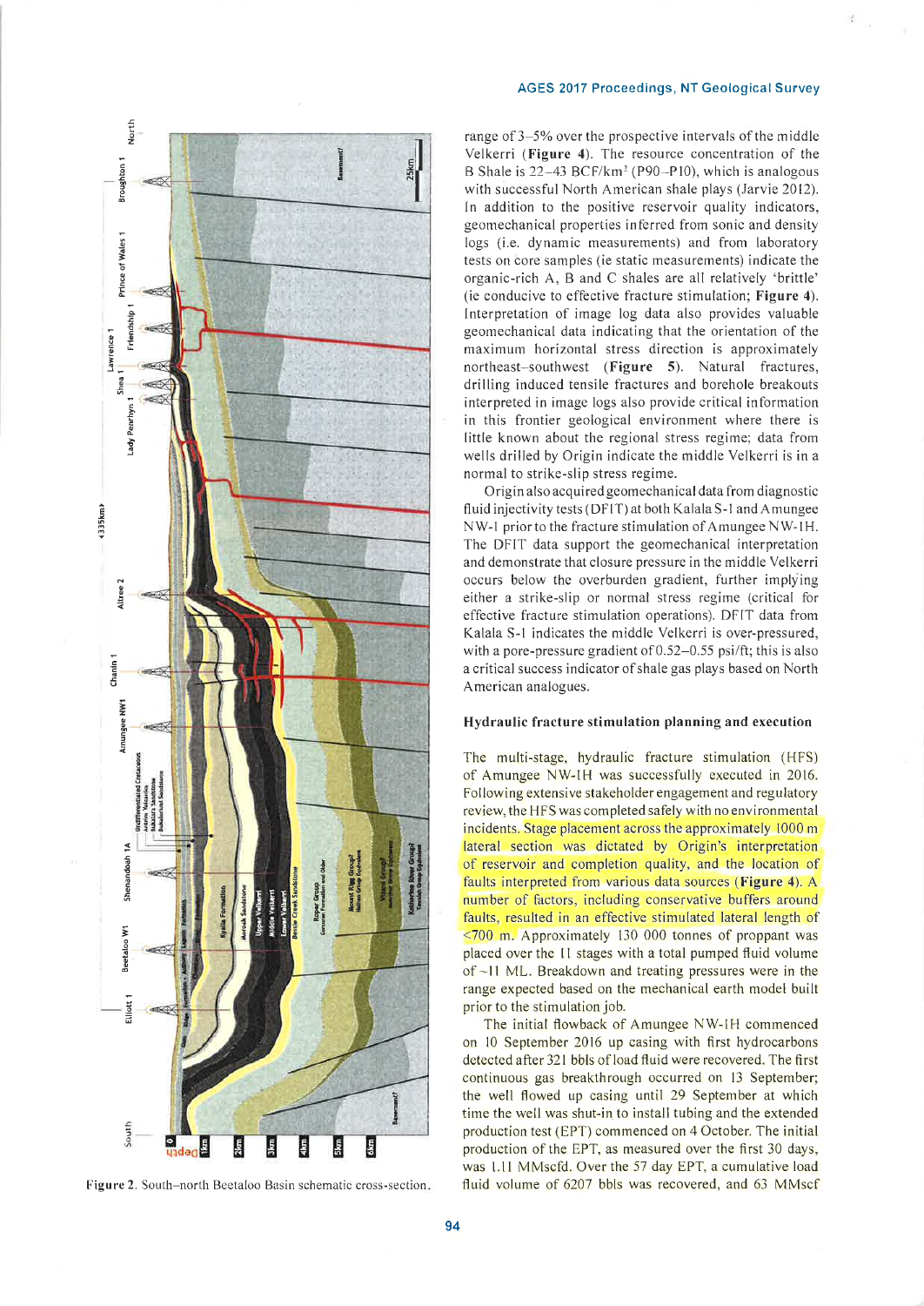Figure 2. South–north Beetaloo Basin schematic cross-section.

range of 3–5% over the prospective intervals of the middle Velkerri (**Figure 4**). The resource concentration of the B Shale is 22–43 BCF/km$^2$ (P90–P10), which is analogous with successful North American shale plays (Jarvie 2012). In addition to the positive reservoir quality indicators, geomechanical properties inferred from sonic and density logs (i.e. dynamic measurements) and from laboratory tests on core samples (ie static measurements) indicate the organic-rich A, B and C shales are all relatively 'brittle' (ie conducive to effective fracture stimulation; **Figure 4**). Interpretation of image log data also provides valuable geomechanical data indicating that the orientation of the maximum horizontal stress direction is approximately northeast–southwest (**Figure 5**). Natural fractures, drilling induced tensile fractures and borehole breakouts interpreted in image logs also provide critical information in this frontier geological environment where there is little known about the regional stress regime; data from wells drilled by Origin indicate the middle Velkerri is in a normal to strike-slip stress regime.

Origin also acquired geomechanical data from diagnostic fluid injectivity tests (DFIT) at both Kalala S-1 and Amungee NW-1 prior to the fracture stimulation of Amungee NW-1H. The DFIT data support the geomechanical interpretation and demonstrate that closure pressure in the middle Velkerri occurs below the overburden gradient, further implying either a strike-slip or normal stress regime (critical for effective fracture stimulation operations). DFIT data from Kalala S-1 indicates the middle Velkerri is over-pressured, with a pore-pressure gradient of 0.52–0.55 psi/ft; this is also a critical success indicator of shale gas plays based on North American analogues.

### Hydraulic fracture stimulation planning and execution

The multi-stage, hydraulic fracture stimulation (HFS) of Amungee NW-1H was successfully executed in 2016. Following extensive stakeholder engagement and regulatory review, the HFS was completed safely with no environmental incidents. Stage placement across the approximately 1000 m lateral section was dictated by Origin's interpretation of reservoir and completion quality, and the location of faults interpreted from various data sources (**Figure 4**). A number of factors, including conservative buffers around faults, resulted in an effective stimulated lateral length of <700 m. Approximately 130 000 tonnes of proppant was placed over the 11 stages with a total pumped fluid volume of ~11 ML. Breakdown and treating pressures were in the range expected based on the mechanical earth model built prior to the stimulation job.

The initial flowback of Amungee NW-1H commenced on 10 September 2016 up casing with first hydrocarbons detected after 321 bbls of load fluid were recovered. The first continuous gas breakthrough occurred on 13 September; the well flowed up casing until 29 September at which time the well was shut-in to install tubing and the extended production test (EPT) commenced on 4 October. The initial production of the EPT, as measured over the first 30 days, was 1.11 MMscfd. Over the 57 day EPT, a cumulative load fluid volume of 6207 bbls was recovered, and 63 MMscf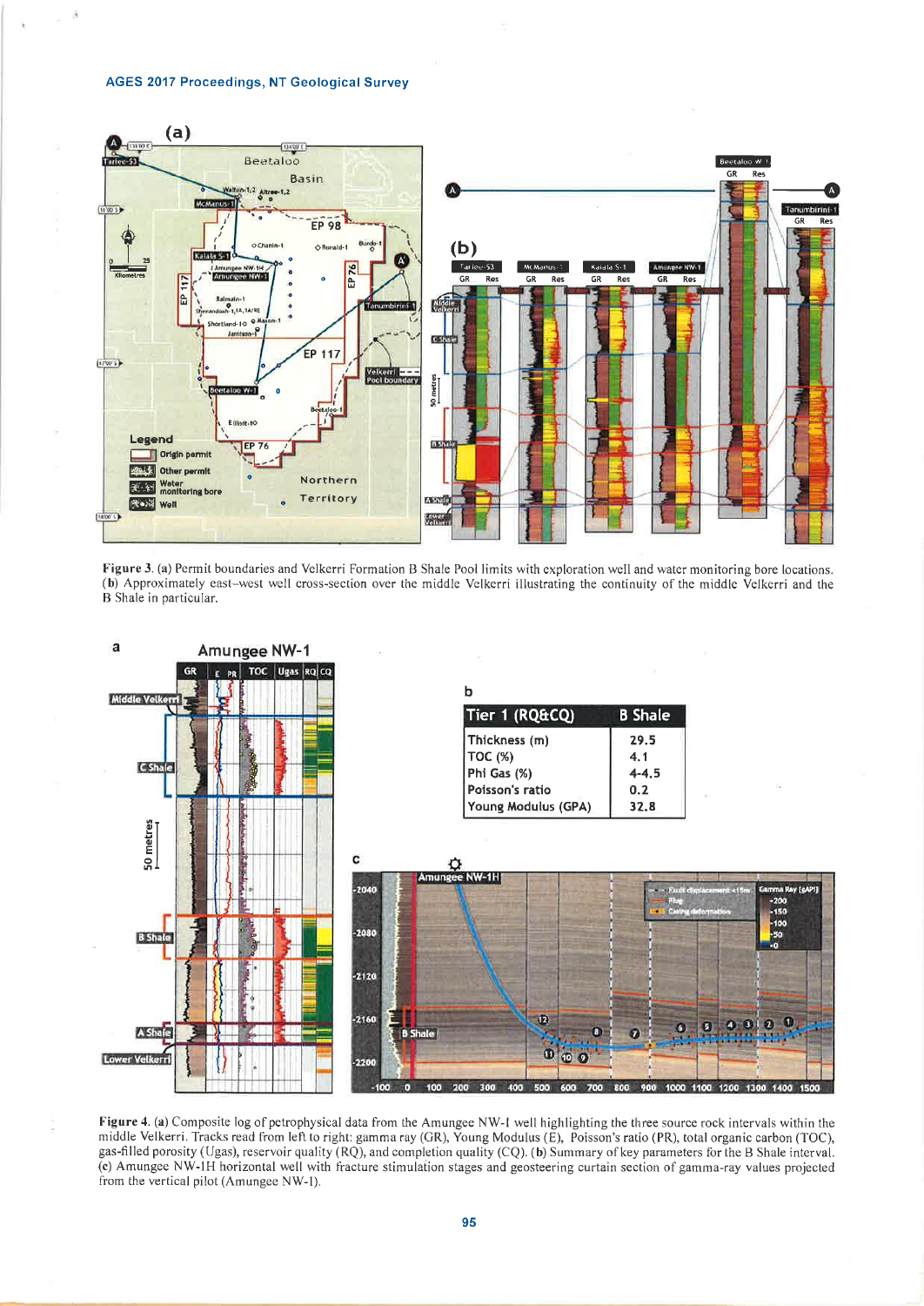Figure 3. (a) Permit boundaries and Velkerri Formation B Shale Pool limits with exploration well and water monitoring bore locations. (b) Approximately east–west well cross-section over the middle Velkerri illustrating the continuity of the middle Velkerri and the B Shale in particular.

| Tier 1 (RQ&CQ) | B Shale |
| --- | --- |
| Thickness (m) | 29.5 |
| TOC (%) | 4.1 |
| Phi Gas (%) | 4-4.5 |
| Poisson's ratio | 0.2 |
| Young Modulus (GPA) | 32.8 |

Figure 4. (a) Composite log of petrophysical data from the Amungee NW-1 well highlighting the three source rock intervals within the middle Velkerri. Tracks read from left to right: gamma ray (GR), Young Modulus (E), Poisson's ratio (PR), total organic carbon (TOC), gas-filled porosity (Ugas), reservoir quality (RQ), and completion quality (CQ). (b) Summary of key parameters for the B Shale interval. (c) Amungee NW-1H horizontal well with fracture stimulation stages and geosteering curtain section of gamma-ray values projected from the vertical pilot (Amungee NW-1).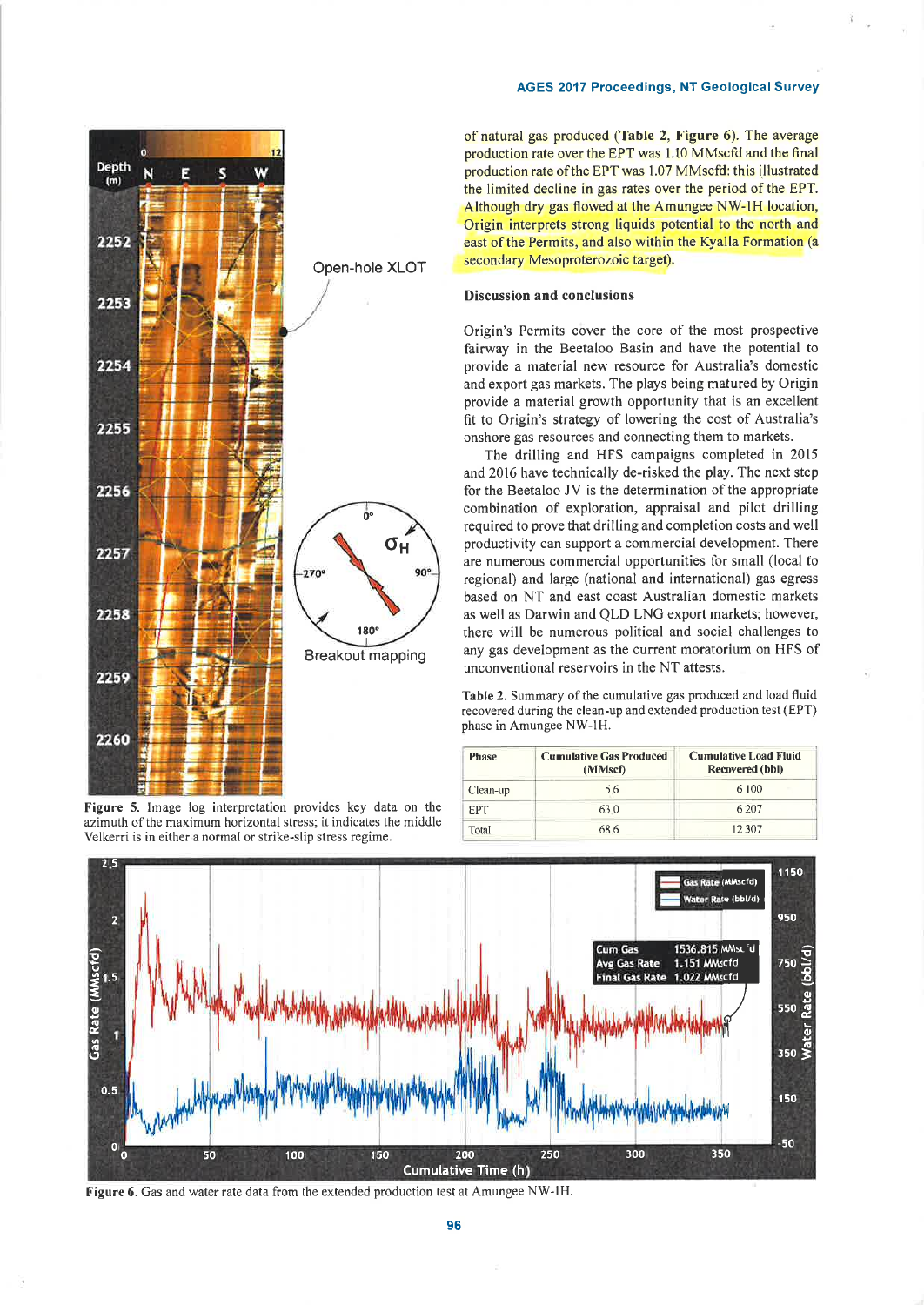of natural gas produced (**Table 2**, **Figure 6**). The average production rate over the EPT was 1.10 MMscfd and the final production rate of the EPT was 1.07 MMscfd: this illustrated the limited decline in gas rates over the period of the EPT. Although dry gas flowed at the Amungee NW-1H location, Origin interprets strong liquids potential to the north and east of the Permits, and also within the Kyalla Formation (a secondary Mesoproterozoic target).

**Figure 5**. Image log interpretation provides key data on the azimuth of the maximum horizontal stress; it indicates the middle Velkerri is in either a normal or strike-slip stress regime.

### Discussion and conclusions

Origin's Permits cover the core of the most prospective fairway in the Beetaloo Basin and have the potential to provide a material new resource for Australia's domestic and export gas markets. The plays being matured by Origin provide a material growth opportunity that is an excellent fit to Origin's strategy of lowering the cost of Australia's onshore gas resources and connecting them to markets.

The drilling and HFS campaigns completed in 2015 and 2016 have technically de-risked the play. The next step for the Beetaloo JV is the determination of the appropriate combination of exploration, appraisal and pilot drilling required to prove that drilling and completion costs and well productivity can support a commercial development. There are numerous commercial opportunities for small (local to regional) and large (national and international) gas egress based on NT and east coast Australian domestic markets as well as Darwin and QLD LNG export markets; however, there will be numerous political and social challenges to any gas development as the current moratorium on HFS of unconventional reservoirs in the NT attests.

**Table 2.** Summary of the cumulative gas produced and load fluid recovered during the clean-up and extended production test (EPT) phase in Amungee NW-1H.

| Phase | Cumulative Gas Produced (MMscf) | Cumulative Load Fluid Recovered (bbl) |
|---|---|---|
| Clean-up | 5.6 | 6 100 |
| EPT | 63.0 | 6 207 |
| Total | 68.6 | 12 307 |

**Figure 6**. Gas and water rate data from the extended production test at Amungee NW-1H.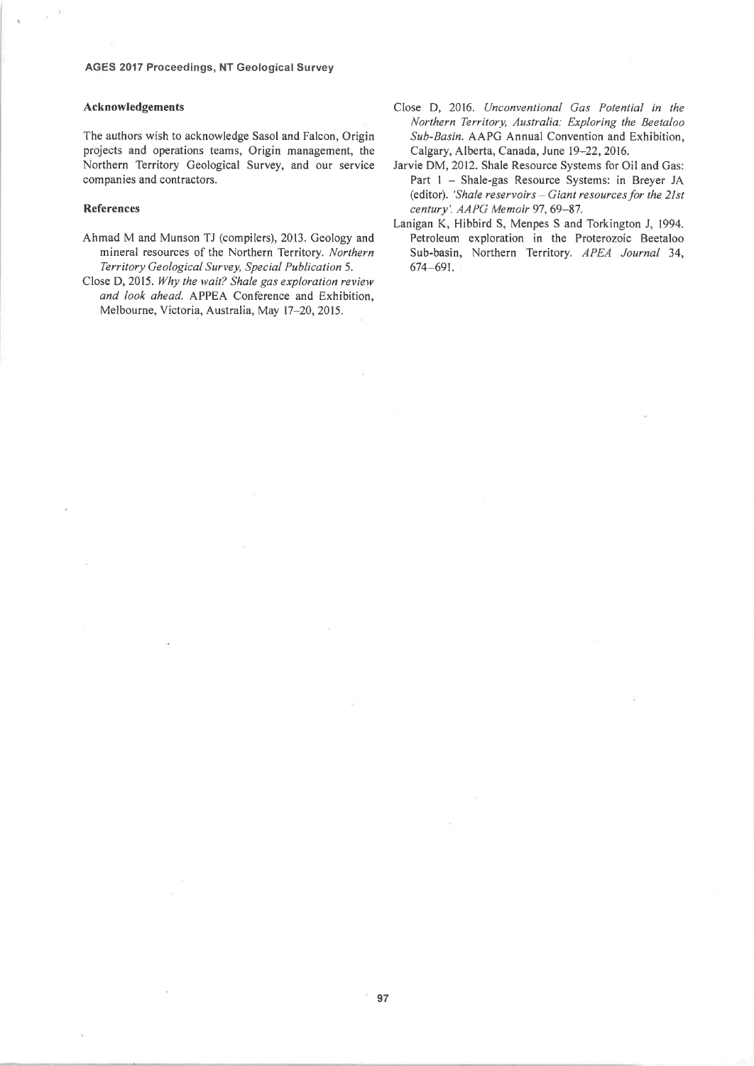## Acknowledgements

The authors wish to acknowledge Sasol and Falcon, Origin projects and operations teams, Origin management, the Northern Territory Geological Survey, and our service companies and contractors.

## References

Ahmad M and Munson TJ (compilers), 2013. Geology and mineral resources of the Northern Territory. *Northern Territory Geological Survey, Special Publication* 5.

Close D, 2015. *Why the wait? Shale gas exploration review and look ahead.* APPEA Conference and Exhibition, Melbourne, Victoria, Australia, May 17–20, 2015.

Close D, 2016. *Unconventional Gas Potential in the Northern Territory, Australia: Exploring the Beetaloo Sub-Basin.* AAPG Annual Convention and Exhibition, Calgary, Alberta, Canada, June 19–22, 2016.

Jarvie DM, 2012. Shale Resource Systems for Oil and Gas: Part 1 – Shale-gas Resource Systems: in Breyer JA (editor). *'Shale reservoirs – Giant resources for the 21st century'. AAPG Memoir* 97, 69–87.

Lanigan K, Hibbird S, Menpes S and Torkington J, 1994. Petroleum exploration in the Proterozoic Beetaloo Sub-basin, Northern Territory. *APEA Journal* 34, 674–691.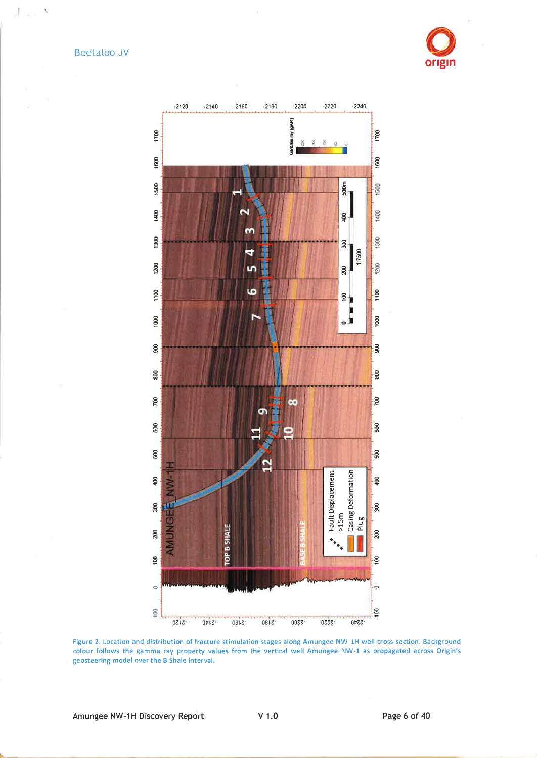Figure 2. Location and distribution of fracture stimulation stages along Amungee NW-1H well cross-section. Background colour follows the gamma ray property values from the vertical well Amungee NW-1 as propagated across Origin's geosteering model over the B Shale interval.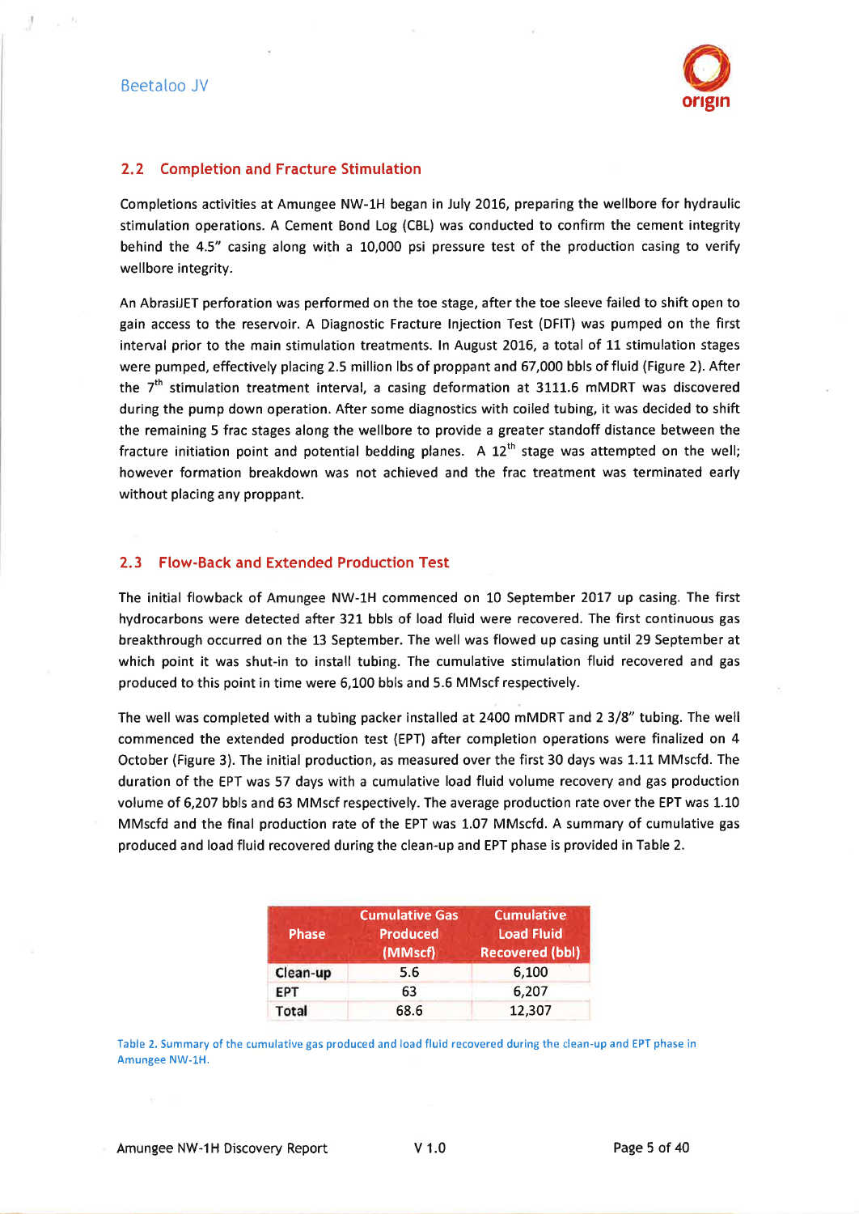## 2.2 Completion and Fracture Stimulation

Completions activities at Amungee NW-1H began in July 2016, preparing the wellbore for hydraulic stimulation operations. A Cement Bond Log (CBL) was conducted to confirm the cement integrity behind the 4.5" casing along with a 10,000 psi pressure test of the production casing to verify wellbore integrity.

An AbrasiJET perforation was performed on the toe stage, after the toe sleeve failed to shift open to gain access to the reservoir. A Diagnostic Fracture Injection Test (DFIT) was pumped on the first interval prior to the main stimulation treatments. In August 2016, a total of 11 stimulation stages were pumped, effectively placing 2.5 million lbs of proppant and 67,000 bbls of fluid (Figure 2). After the 7th stimulation treatment interval, a casing deformation at 3111.6 mMDRT was discovered during the pump down operation. After some diagnostics with coiled tubing, it was decided to shift the remaining 5 frac stages along the wellbore to provide a greater standoff distance between the fracture initiation point and potential bedding planes. A 12th stage was attempted on the well; however formation breakdown was not achieved and the frac treatment was terminated early without placing any proppant.

## 2.3 Flow-Back and Extended Production Test

The initial flowback of Amungee NW-1H commenced on 10 September 2017 up casing. The first hydrocarbons were detected after 321 bbls of load fluid were recovered. The first continuous gas breakthrough occurred on the 13 September. The well was flowed up casing until 29 September at which point it was shut-in to install tubing. The cumulative stimulation fluid recovered and gas produced to this point in time were 6,100 bbls and 5.6 MMscf respectively.

The well was completed with a tubing packer installed at 2400 mMDRT and 2 3/8" tubing. The well commenced the extended production test (EPT) after completion operations were finalized on 4 October (Figure 3). The initial production, as measured over the first 30 days was 1.11 MMscfd. The duration of the EPT was 57 days with a cumulative load fluid volume recovery and gas production volume of 6,207 bbls and 63 MMscf respectively. The average production rate over the EPT was 1.10 MMscfd and the final production rate of the EPT was 1.07 MMscfd. A summary of cumulative gas produced and load fluid recovered during the clean-up and EPT phase is provided in Table 2.

| Phase | Cumulative Gas Produced (MMscf) | Cumulative Load Fluid Recovered (bbl) |
|---|---|---|
| Clean-up | 5.6 | 6,100 |
| EPT | 63 | 6,207 |
| Total | 68.6 | 12,307 |

Table 2. Summary of the cumulative gas produced and load fluid recovered during the clean-up and EPT phase in Amungee NW-1H.